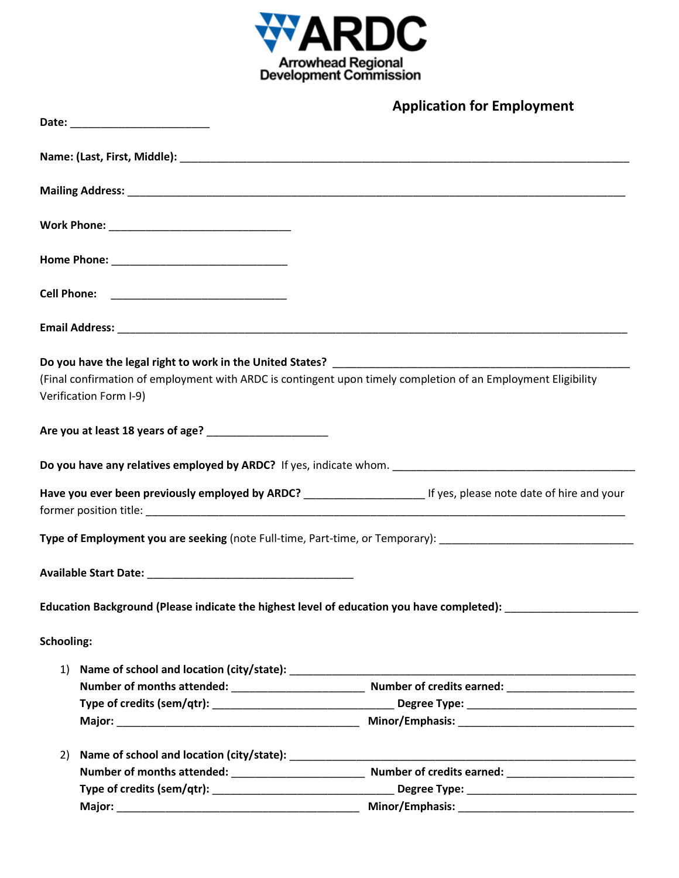**ARDC**
Arrowhead Regional Development Commission

## Application for Employment

**Date:** ______________________

**Name: (Last, First, Middle):** ______________________________________________________________________

**Mailing Address:** ______________________________________________________________________________

**Work Phone:** _____________________________

**Home Phone:** ____________________________

**Cell Phone:** ____________________________

**Email Address:** _______________________________________________________________________________

**Do you have the legal right to work in the United States?** ________________________________________________
(Final confirmation of employment with ARDC is contingent upon timely completion of an Employment Eligibility Verification Form I-9)

**Are you at least 18 years of age?** ___________________

**Do you have any relatives employed by ARDC?** If yes, indicate whom. ______________________________________

**Have you ever been previously employed by ARDC?** ___________________ If yes, please note date of hire and your former position title: ______________________________________________________________________________

**Type of Employment you are seeking** (note Full-time, Part-time, or Temporary): ______________________________

**Available Start Date:** _________________________________

**Education Background (Please indicate the highest level of education you have completed):** ____________________

**Schooling:**

1) **Name of school and location (city/state):** _______________________________________________________
   **Number of months attended:** _____________________ **Number of credits earned:** ____________________
   **Type of credits (sem/qtr):** ____________________________ **Degree Type:** ___________________________
   **Major:** ______________________________________ **Minor/Emphasis:** ___________________________

2) **Name of school and location (city/state):** _______________________________________________________
   **Number of months attended:** _____________________ **Number of credits earned:** ____________________
   **Type of credits (sem/qtr):** ____________________________ **Degree Type:** ___________________________
   **Major:** ______________________________________ **Minor/Emphasis:** ___________________________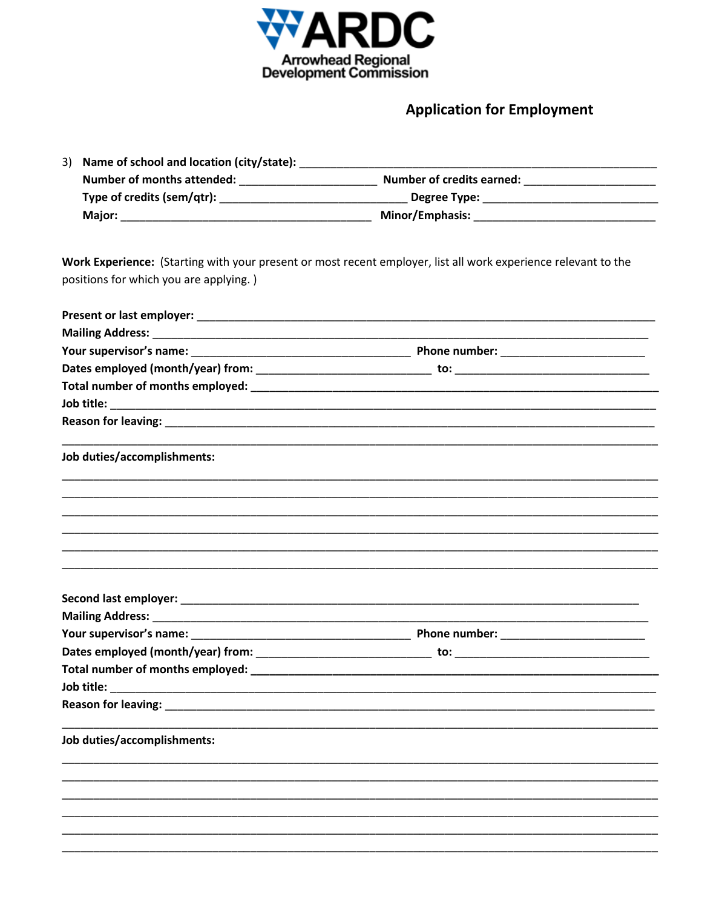ARDC
Arrowhead Regional Development Commission

## Application for Employment

3) **Name of school and location (city/state):** ____________________________________________
**Number of months attended:** ____________________ **Number of credits earned:** ____________________
**Type of credits (sem/qtr):** __________________________ **Degree Type:** __________________________
**Major:** ____________________________________ **Minor/Emphasis:** ___________________________

**Work Experience:** (Starting with your present or most recent employer, list all work experience relevant to the positions for which you are applying. )

**Present or last employer:** ____________________________________________________________
**Mailing Address:** ____________________________________________________________________
**Your supervisor's name:** ________________________________ **Phone number:** _____________________
**Dates employed (month/year) from:** _________________________ **to:** ____________________________
**Total number of months employed:** ______________________________________________________
**Job title:** _________________________________________________________________________
**Reason for leaving:** __________________________________________________________________
______________________________________________________________________________________

**Job duties/accomplishments:**

______________________________________________________________________________________
______________________________________________________________________________________
______________________________________________________________________________________
______________________________________________________________________________________
______________________________________________________________________________________
______________________________________________________________________________________

**Second last employer:** ________________________________________________________________
**Mailing Address:** ____________________________________________________________________
**Your supervisor's name:** ________________________________ **Phone number:** _____________________
**Dates employed (month/year) from:** _________________________ **to:** ____________________________
**Total number of months employed:** ______________________________________________________
**Job title:** _________________________________________________________________________
**Reason for leaving:** __________________________________________________________________
______________________________________________________________________________________

**Job duties/accomplishments:**

______________________________________________________________________________________
______________________________________________________________________________________
______________________________________________________________________________________
______________________________________________________________________________________
______________________________________________________________________________________
______________________________________________________________________________________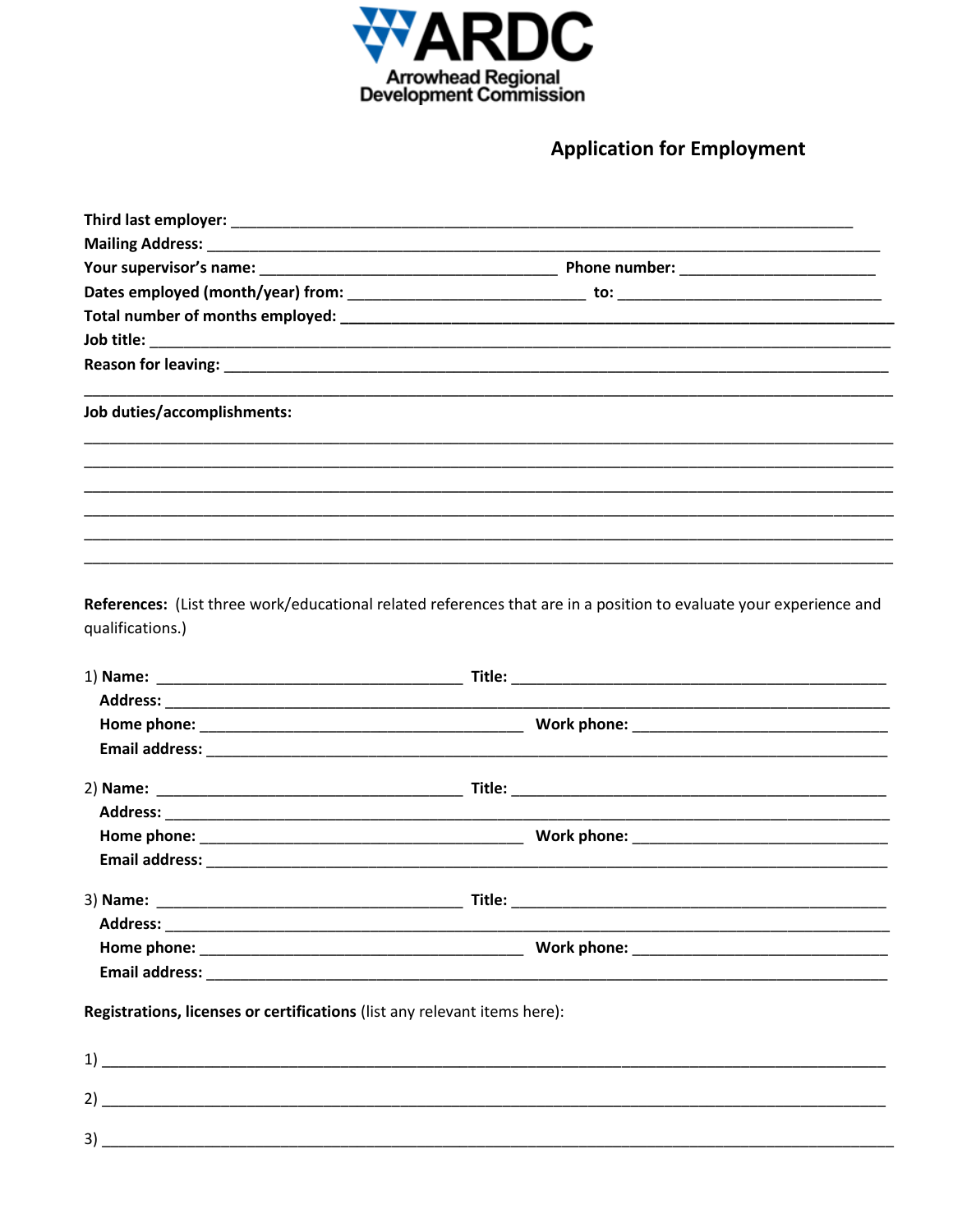ARDC
Arrowhead Regional Development Commission

## Application for Employment

**Third last employer:** ____________________________________________

**Mailing Address:** ____________________________________________

**Your supervisor's name:** ______________________ **Phone number:** ______________

**Dates employed (month/year) from:** __________________ **to:** ____________________

**Total number of months employed:** ____________________________________________

**Job title:** ____________________________________________

**Reason for leaving:** ____________________________________________

____________________________________________

**Job duties/accomplishments:**

____________________________________________

____________________________________________

____________________________________________

____________________________________________

____________________________________________

____________________________________________

**References:** (List three work/educational related references that are in a position to evaluate your experience and qualifications.)

1) **Name:** ______________________ **Title:** ______________________
   **Address:** ____________________________________________
   **Home phone:** ______________________ **Work phone:** ______________________
   **Email address:** ____________________________________________

2) **Name:** ______________________ **Title:** ______________________
   **Address:** ____________________________________________
   **Home phone:** ______________________ **Work phone:** ______________________
   **Email address:** ____________________________________________

3) **Name:** ______________________ **Title:** ______________________
   **Address:** ____________________________________________
   **Home phone:** ______________________ **Work phone:** ______________________
   **Email address:** ____________________________________________

**Registrations, licenses or certifications** (list any relevant items here):

1) ____________________________________________

2) ____________________________________________

3) ____________________________________________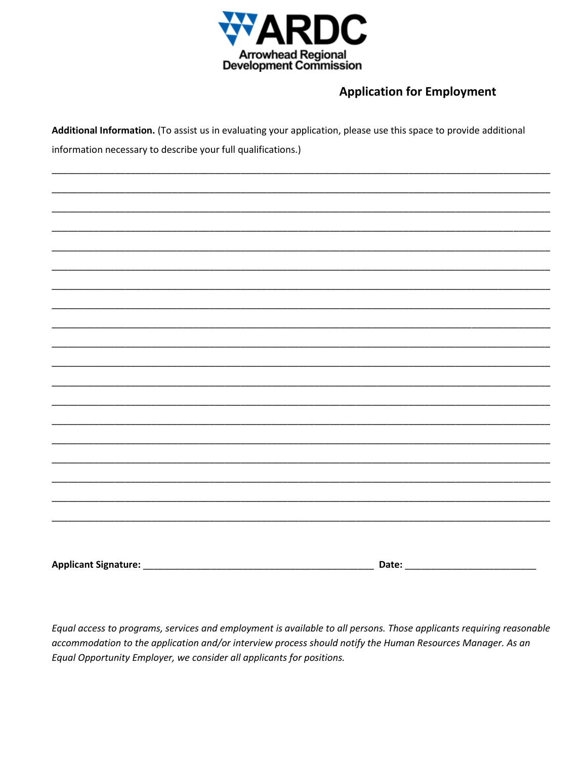ARDC
Arrowhead Regional Development Commission

## Application for Employment

**Additional Information.** (To assist us in evaluating your application, please use this space to provide additional information necessary to describe your full qualifications.)

____________________________________________________________________________________

____________________________________________________________________________________

____________________________________________________________________________________

____________________________________________________________________________________

____________________________________________________________________________________

____________________________________________________________________________________

____________________________________________________________________________________

____________________________________________________________________________________

____________________________________________________________________________________

____________________________________________________________________________________

____________________________________________________________________________________

____________________________________________________________________________________

____________________________________________________________________________________

____________________________________________________________________________________

____________________________________________________________________________________

____________________________________________________________________________________

____________________________________________________________________________________

____________________________________________________________________________________

____________________________________________________________________________________

**Applicant Signature:** ______________________________________________ **Date:** _________________________

*Equal access to programs, services and employment is available to all persons. Those applicants requiring reasonable accommodation to the application and/or interview process should notify the Human Resources Manager. As an Equal Opportunity Employer, we consider all applicants for positions.*